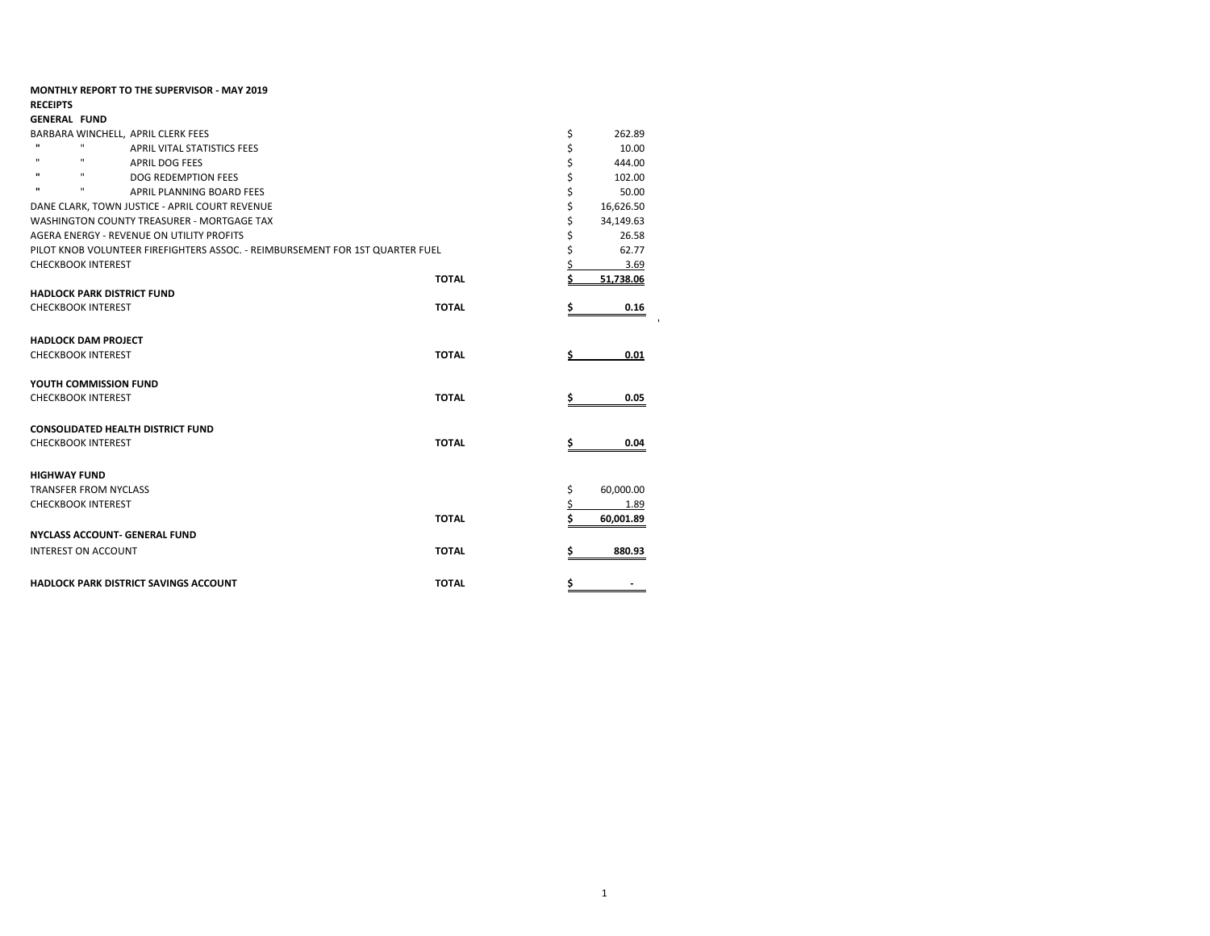**MONTHLY REPORT TO THE SUPERVISOR - MAY 2019**

**RECEIPTS**

**GENERAL FUND**

| | | |
|---|---|---|
| BARBARA WINCHELL, APRIL CLERK FEES | | $ 262.89 |
| " " APRIL VITAL STATISTICS FEES | | $ 10.00 |
| " " APRIL DOG FEES | | $ 444.00 |
| " " DOG REDEMPTION FEES | | $ 102.00 |
| " " APRIL PLANNING BOARD FEES | | $ 50.00 |
| DANE CLARK, TOWN JUSTICE - APRIL COURT REVENUE | | $ 16,626.50 |
| WASHINGTON COUNTY TREASURER - MORTGAGE TAX | | $ 34,149.63 |
| AGERA ENERGY - REVENUE ON UTILITY PROFITS | | $ 26.58 |
| PILOT KNOB VOLUNTEER FIREFIGHTERS ASSOC. - REIMBURSEMENT FOR 1ST QUARTER FUEL | | $ 62.77 |
| CHECKBOOK INTEREST | | $ 3.69 |
| | **TOTAL** | **$ 51,738.06** |

**HADLOCK PARK DISTRICT FUND**

| | | |
|---|---|---|
| CHECKBOOK INTEREST | **TOTAL** | **$ 0.16** |

**HADLOCK DAM PROJECT**

| | | |
|---|---|---|
| CHECKBOOK INTEREST | **TOTAL** | **$ 0.01** |

**YOUTH COMMISSION FUND**

| | | |
|---|---|---|
| CHECKBOOK INTEREST | **TOTAL** | **$ 0.05** |

**CONSOLIDATED HEALTH DISTRICT FUND**

| | | |
|---|---|---|
| CHECKBOOK INTEREST | **TOTAL** | **$ 0.04** |

**HIGHWAY FUND**

| | | |
|---|---|---|
| TRANSFER FROM NYCLASS | | $ 60,000.00 |
| CHECKBOOK INTEREST | | $ 1.89 |
| | **TOTAL** | **$ 60,001.89** |

**NYCLASS ACCOUNT- GENERAL FUND**

| | | |
|---|---|---|
| INTEREST ON ACCOUNT | **TOTAL** | **$ 880.93** |

| | | |
|---|---|---|
| **HADLOCK PARK DISTRICT SAVINGS ACCOUNT** | **TOTAL** | **$ -** |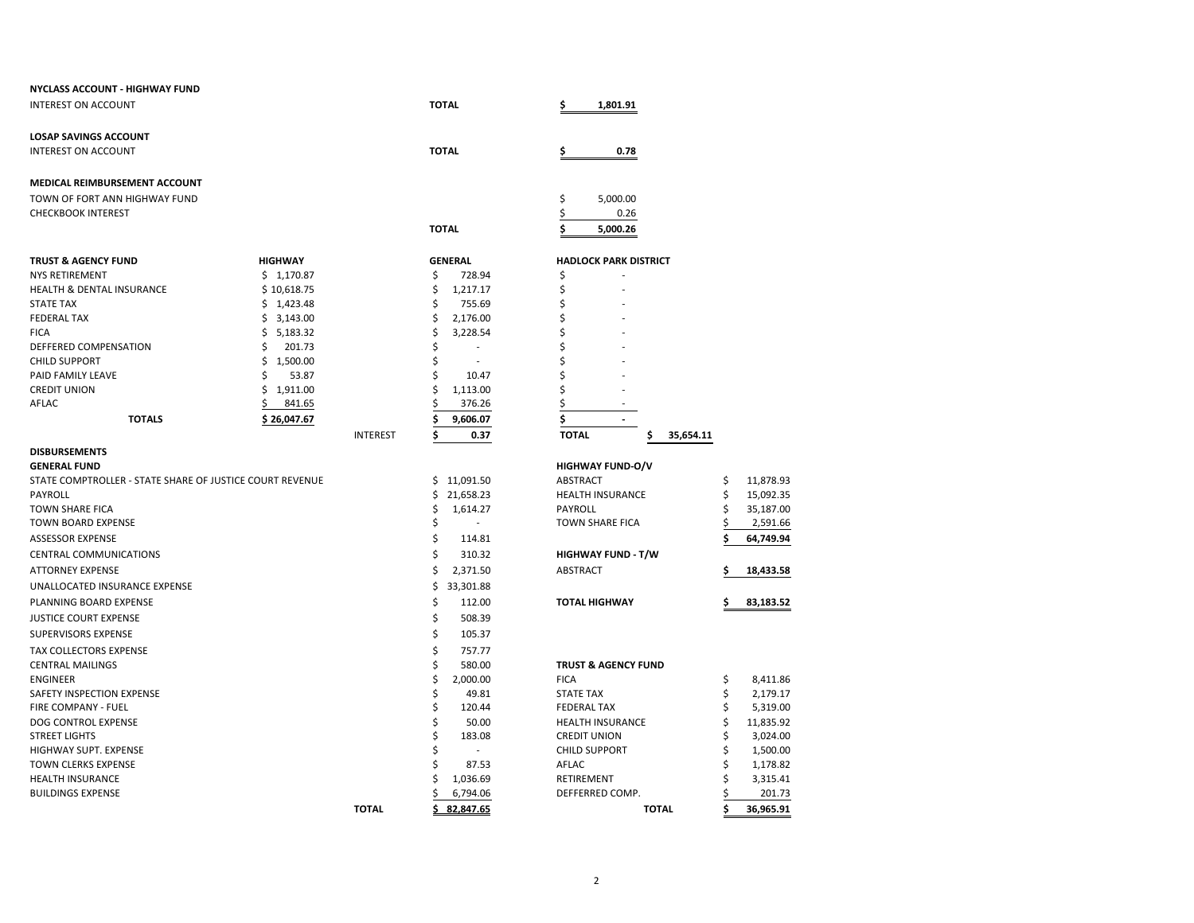**NYCLASS ACCOUNT - HIGHWAY FUND**

| | | |
|---|---|---|
| INTEREST ON ACCOUNT | **TOTAL** | **$ 1,801.91** |

**LOSAP SAVINGS ACCOUNT**

| | | |
|---|---|---|
| INTEREST ON ACCOUNT | **TOTAL** | **$ 0.78** |

**MEDICAL REIMBURSEMENT ACCOUNT**

| | | |
|---|---|---|
| TOWN OF FORT ANN HIGHWAY FUND | | $ 5,000.00 |
| CHECKBOOK INTEREST | | $ 0.26 |
| | **TOTAL** | **$ 5,000.26** |

| **TRUST & AGENCY FUND** | **HIGHWAY** | | **GENERAL** | **HADLOCK PARK DISTRICT** | |
|---|---|---|---|---|---|
| NYS RETIREMENT | $ 1,170.87 | | $ 728.94 | $ - | |
| HEALTH & DENTAL INSURANCE | $ 10,618.75 | | $ 1,217.17 | $ - | |
| STATE TAX | $ 1,423.48 | | $ 755.69 | $ - | |
| FEDERAL TAX | $ 3,143.00 | | $ 2,176.00 | $ - | |
| FICA | $ 5,183.32 | | $ 3,228.54 | $ - | |
| DEFFERED COMPENSATION | $ 201.73 | | $ - | $ - | |
| CHILD SUPPORT | $ 1,500.00 | | $ - | $ - | |
| PAID FAMILY LEAVE | $ 53.87 | | $ 10.47 | $ - | |
| CREDIT UNION | $ 1,911.00 | | $ 1,113.00 | $ - | |
| AFLAC | $ 841.65 | | $ 376.26 | $ - | |
| **TOTALS** | **$ 26,047.67** | | **$ 9,606.07** | **$ -** | |
| | | INTEREST | **$ 0.37** | **TOTAL** | **$ 35,654.11** |

**DISBURSEMENTS**

| **GENERAL FUND** | |
|---|---|
| STATE COMPTROLLER - STATE SHARE OF JUSTICE COURT REVENUE | $ 11,091.50 |
| PAYROLL | $ 21,658.23 |
| TOWN SHARE FICA | $ 1,614.27 |
| TOWN BOARD EXPENSE | $ - |
| ASSESSOR EXPENSE | $ 114.81 |
| CENTRAL COMMUNICATIONS | $ 310.32 |
| ATTORNEY EXPENSE | $ 2,371.50 |
| UNALLOCATED INSURANCE EXPENSE | $ 33,301.88 |
| PLANNING BOARD EXPENSE | $ 112.00 |
| JUSTICE COURT EXPENSE | $ 508.39 |
| SUPERVISORS EXPENSE | $ 105.37 |
| TAX COLLECTORS EXPENSE | $ 757.77 |
| CENTRAL MAILINGS | $ 580.00 |
| ENGINEER | $ 2,000.00 |
| SAFETY INSPECTION EXPENSE | $ 49.81 |
| FIRE COMPANY - FUEL | $ 120.44 |
| DOG CONTROL EXPENSE | $ 50.00 |
| STREET LIGHTS | $ 183.08 |
| HIGHWAY SUPT. EXPENSE | $ - |
| TOWN CLERKS EXPENSE | $ 87.53 |
| HEALTH INSURANCE | $ 1,036.69 |
| BUILDINGS EXPENSE | $ 6,794.06 |
| **TOTAL** | **$ 82,847.65** |

| **HIGHWAY FUND-O/V** | |
|---|---|
| ABSTRACT | $ 11,878.93 |
| HEALTH INSURANCE | $ 15,092.35 |
| PAYROLL | $ 35,187.00 |
| TOWN SHARE FICA | $ 2,591.66 |
| | **$ 64,749.94** |
| **HIGHWAY FUND - T/W** | |
| ABSTRACT | **$ 18,433.58** |
| **TOTAL HIGHWAY** | **$ 83,183.52** |

| **TRUST & AGENCY FUND** | |
|---|---|
| FICA | $ 8,411.86 |
| STATE TAX | $ 2,179.17 |
| FEDERAL TAX | $ 5,319.00 |
| HEALTH INSURANCE | $ 11,835.92 |
| CREDIT UNION | $ 3,024.00 |
| CHILD SUPPORT | $ 1,500.00 |
| AFLAC | $ 1,178.82 |
| RETIREMENT | $ 3,315.41 |
| DEFFERRED COMP. | $ 201.73 |
| **TOTAL** | **$ 36,965.91** |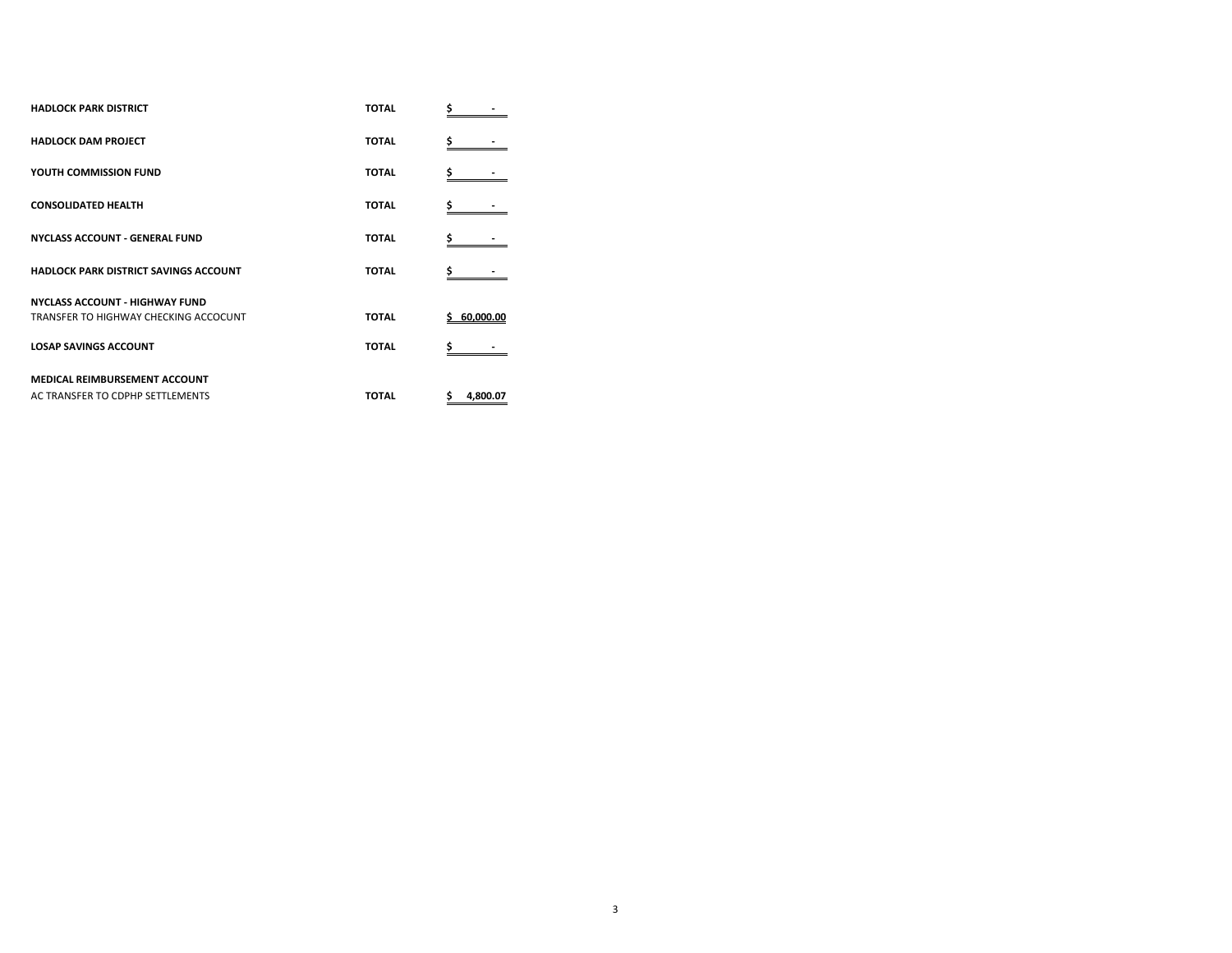| | | |
|---|---|---|
| **HADLOCK PARK DISTRICT** | **TOTAL** | **$ -** |
| **HADLOCK DAM PROJECT** | **TOTAL** | **$ -** |
| **YOUTH COMMISSION FUND** | **TOTAL** | **$ -** |
| **CONSOLIDATED HEALTH** | **TOTAL** | **$ -** |
| **NYCLASS ACCOUNT - GENERAL FUND** | **TOTAL** | **$ -** |
| **HADLOCK PARK DISTRICT SAVINGS ACCOUNT** | **TOTAL** | **$ -** |
| **NYCLASS ACCOUNT - HIGHWAY FUND** | | |
| TRANSFER TO HIGHWAY CHECKING ACCOCUNT | **TOTAL** | **$ 60,000.00** |
| **LOSAP SAVINGS ACCOUNT** | **TOTAL** | **$ -** |
| **MEDICAL REIMBURSEMENT ACCOUNT** | | |
| AC TRANSFER TO CDPHP SETTLEMENTS | **TOTAL** | **$ 4,800.07** |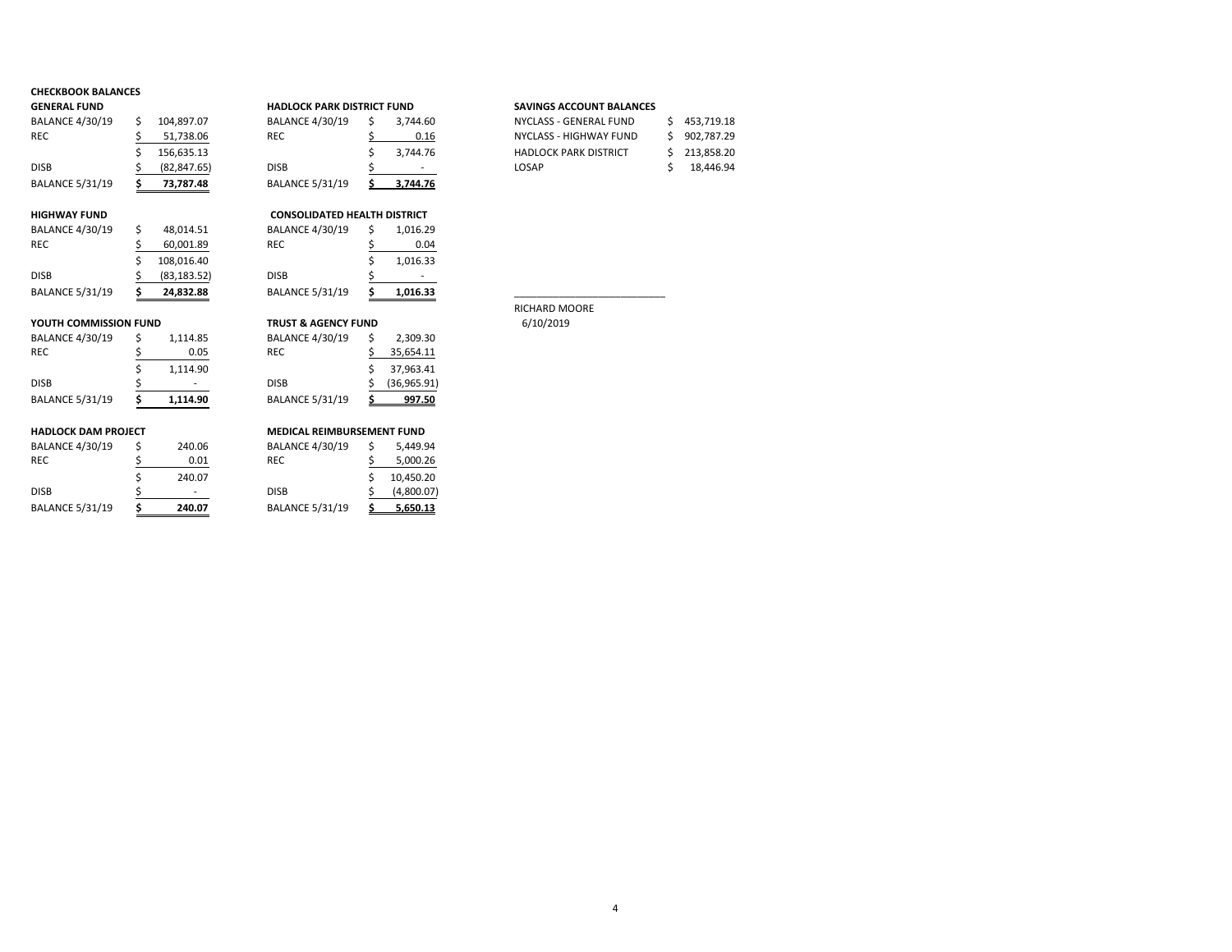## CHECKBOOK BALANCES

### GENERAL FUND

| | |
|---|---|
| BALANCE 4/30/19 | $ 104,897.07 |
| REC | $ 51,738.06 |
| | $ 156,635.13 |
| DISB | $ (82,847.65) |
| BALANCE 5/31/19 | **$ 73,787.48** |

### HIGHWAY FUND

| | |
|---|---|
| BALANCE 4/30/19 | $ 48,014.51 |
| REC | $ 60,001.89 |
| | $ 108,016.40 |
| DISB | $ (83,183.52) |
| BALANCE 5/31/19 | **$ 24,832.88** |

### YOUTH COMMISSION FUND

| | |
|---|---|
| BALANCE 4/30/19 | $ 1,114.85 |
| REC | $ 0.05 |
| | $ 1,114.90 |
| DISB | $ - |
| BALANCE 5/31/19 | **$ 1,114.90** |

### HADLOCK DAM PROJECT

| | |
|---|---|
| BALANCE 4/30/19 | $ 240.06 |
| REC | $ 0.01 |
| | $ 240.07 |
| DISB | $ - |
| BALANCE 5/31/19 | **$ 240.07** |

### HADLOCK PARK DISTRICT FUND

| | |
|---|---|
| BALANCE 4/30/19 | $ 3,744.60 |
| REC | $ 0.16 |
| | $ 3,744.76 |
| DISB | $ - |
| BALANCE 5/31/19 | **$ 3,744.76** |

### CONSOLIDATED HEALTH DISTRICT

| | |
|---|---|
| BALANCE 4/30/19 | $ 1,016.29 |
| REC | $ 0.04 |
| | $ 1,016.33 |
| DISB | $ - |
| BALANCE 5/31/19 | **$ 1,016.33** |

### TRUST & AGENCY FUND

| | |
|---|---|
| BALANCE 4/30/19 | $ 2,309.30 |
| REC | $ 35,654.11 |
| | $ 37,963.41 |
| DISB | $ (36,965.91) |
| BALANCE 5/31/19 | **$ 997.50** |

### MEDICAL REIMBURSEMENT FUND

| | |
|---|---|
| BALANCE 4/30/19 | $ 5,449.94 |
| REC | $ 5,000.26 |
| | $ 10,450.20 |
| DISB | $ (4,800.07) |
| BALANCE 5/31/19 | **$ 5,650.13** |

### SAVINGS ACCOUNT BALANCES

| | |
|---|---|
| NYCLASS - GENERAL FUND | $ 453,719.18 |
| NYCLASS - HIGHWAY FUND | $ 902,787.29 |
| HADLOCK PARK DISTRICT | $ 213,858.20 |
| LOSAP | $ 18,446.94 |

___________________________

RICHARD MOORE
6/10/2019